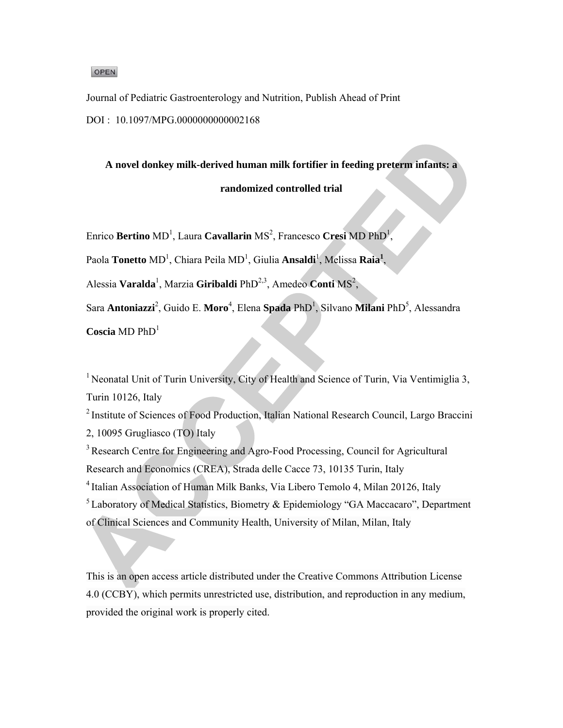OPEN

Journal of Pediatric Gastroenterology and Nutrition, Publish Ahead of Print

DOI : 10.1097/MPG.0000000000002168

# A novel donkey milk-derived human milk fortifier in feeding preterm infants: a randomized controlled trial

Enrico **Bertino** MD[1], Laura **Cavallarin** MS[2], Francesco **Cresi** MD PhD[1], Paola **Tonetto** MD[1], Chiara Peila MD[1], Giulia **Ansaldi**[1], Melissa **Raia**[1], Alessia **Varalda**[1], Marzia **Giribaldi** PhD[2,3], Amedeo **Conti** MS[2], Sara **Antoniazzi**[2], Guido E. **Moro**[4], Elena **Spada** PhD[1], Silvano **Milani** PhD[5], Alessandra **Coscia** MD PhD[1]

[1] Neonatal Unit of Turin University, City of Health and Science of Turin, Via Ventimiglia 3, Turin 10126, Italy

[2] Institute of Sciences of Food Production, Italian National Research Council, Largo Braccini 2, 10095 Grugliasco (TO) Italy

[3] Research Centre for Engineering and Agro-Food Processing, Council for Agricultural Research and Economics (CREA), Strada delle Cacce 73, 10135 Turin, Italy

[4] Italian Association of Human Milk Banks, Via Libero Temolo 4, Milan 20126, Italy

[5] Laboratory of Medical Statistics, Biometry & Epidemiology "GA Maccacaro", Department of Clinical Sciences and Community Health, University of Milan, Milan, Italy

This is an open access article distributed under the Creative Commons Attribution License 4.0 (CCBY), which permits unrestricted use, distribution, and reproduction in any medium, provided the original work is properly cited.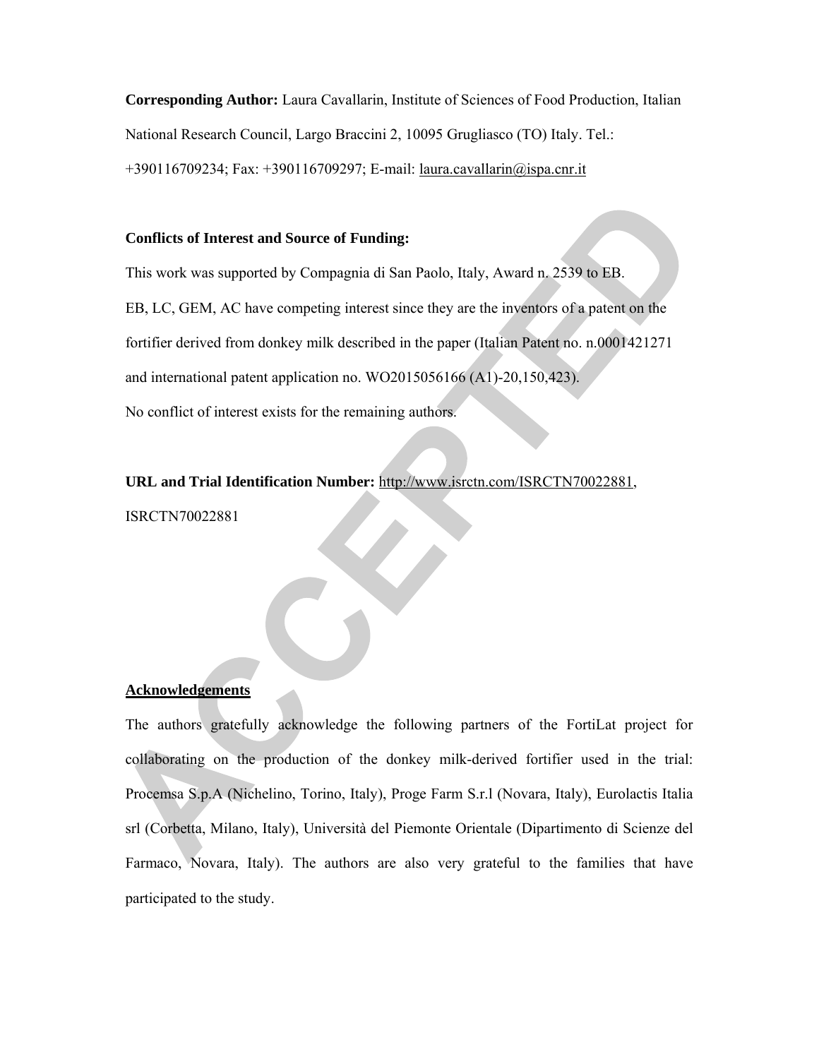**Corresponding Author:** Laura Cavallarin, Institute of Sciences of Food Production, Italian National Research Council, Largo Braccini 2, 10095 Grugliasco (TO) Italy. Tel.: +390116709234; Fax: +390116709297; E-mail: laura.cavallarin@ispa.cnr.it

**Conflicts of Interest and Source of Funding:**

This work was supported by Compagnia di San Paolo, Italy, Award n. 2539 to EB.

EB, LC, GEM, AC have competing interest since they are the inventors of a patent on the fortifier derived from donkey milk described in the paper (Italian Patent no. n.0001421271 and international patent application no. WO2015056166 (A1)-20,150,423).

No conflict of interest exists for the remaining authors.

**URL and Trial Identification Number:** http://www.isrctn.com/ISRCTN70022881, ISRCTN70022881

## Acknowledgements

The authors gratefully acknowledge the following partners of the FortiLat project for collaborating on the production of the donkey milk-derived fortifier used in the trial: Procemsa S.p.A (Nichelino, Torino, Italy), Proge Farm S.r.l (Novara, Italy), Eurolactis Italia srl (Corbetta, Milano, Italy), Università del Piemonte Orientale (Dipartimento di Scienze del Farmaco, Novara, Italy). The authors are also very grateful to the families that have participated to the study.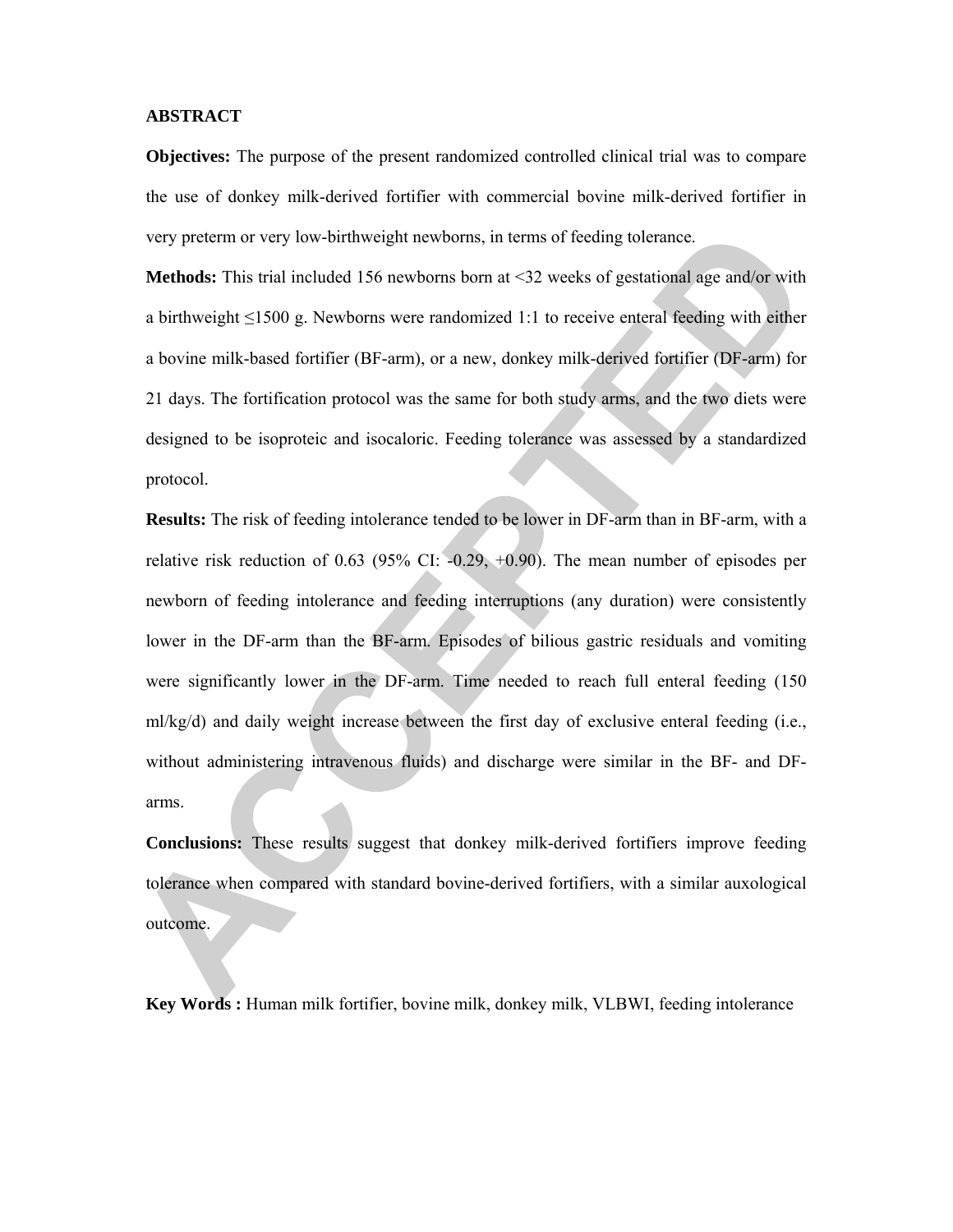## ABSTRACT

**Objectives:** The purpose of the present randomized controlled clinical trial was to compare the use of donkey milk-derived fortifier with commercial bovine milk-derived fortifier in very preterm or very low-birthweight newborns, in terms of feeding tolerance.

**Methods:** This trial included 156 newborns born at <32 weeks of gestational age and/or with a birthweight ≤1500 g. Newborns were randomized 1:1 to receive enteral feeding with either a bovine milk-based fortifier (BF-arm), or a new, donkey milk-derived fortifier (DF-arm) for 21 days. The fortification protocol was the same for both study arms, and the two diets were designed to be isoproteic and isocaloric. Feeding tolerance was assessed by a standardized protocol.

**Results:** The risk of feeding intolerance tended to be lower in DF-arm than in BF-arm, with a relative risk reduction of 0.63 (95% CI: -0.29, +0.90). The mean number of episodes per newborn of feeding intolerance and feeding interruptions (any duration) were consistently lower in the DF-arm than the BF-arm. Episodes of bilious gastric residuals and vomiting were significantly lower in the DF-arm. Time needed to reach full enteral feeding (150 ml/kg/d) and daily weight increase between the first day of exclusive enteral feeding (i.e., without administering intravenous fluids) and discharge were similar in the BF- and DF-arms.

**Conclusions:** These results suggest that donkey milk-derived fortifiers improve feeding tolerance when compared with standard bovine-derived fortifiers, with a similar auxological outcome.

**Key Words :** Human milk fortifier, bovine milk, donkey milk, VLBWI, feeding intolerance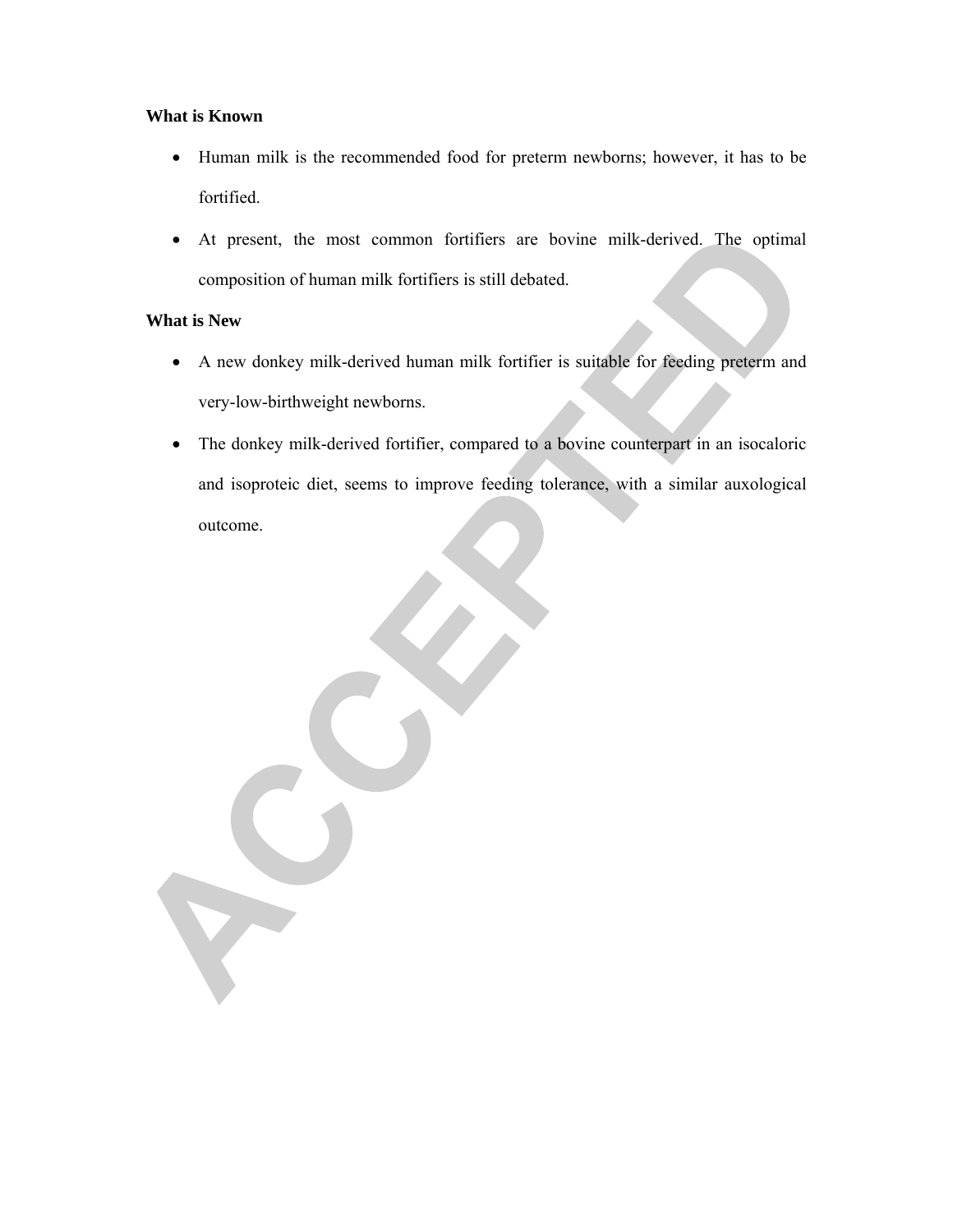**What is Known**

- Human milk is the recommended food for preterm newborns; however, it has to be fortified.
- At present, the most common fortifiers are bovine milk-derived. The optimal composition of human milk fortifiers is still debated.

**What is New**

- A new donkey milk-derived human milk fortifier is suitable for feeding preterm and very-low-birthweight newborns.
- The donkey milk-derived fortifier, compared to a bovine counterpart in an isocaloric and isoproteic diet, seems to improve feeding tolerance, with a similar auxological outcome.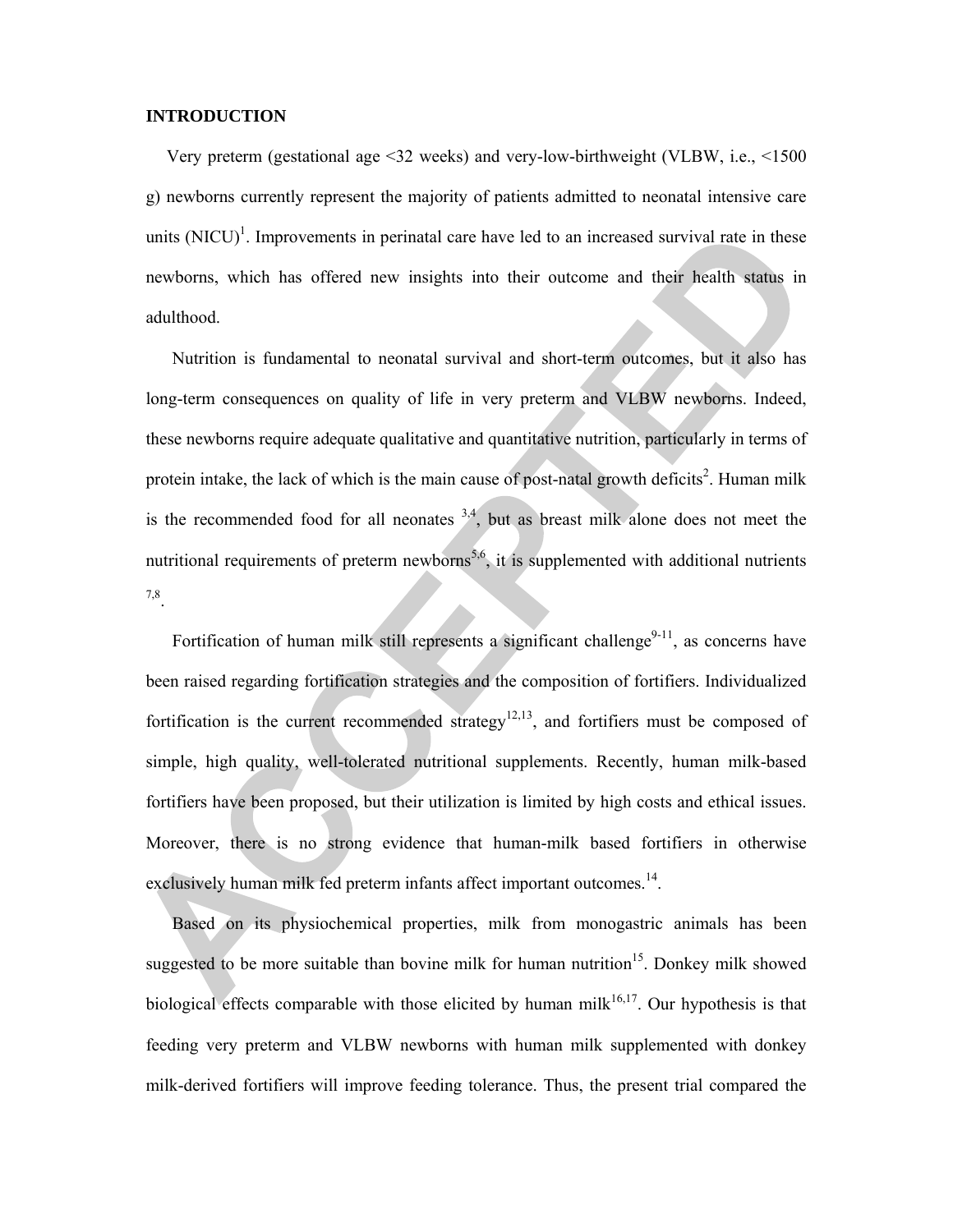**INTRODUCTION**

Very preterm (gestational age <32 weeks) and very-low-birthweight (VLBW, i.e., <1500 g) newborns currently represent the majority of patients admitted to neonatal intensive care units (NICU)[1]. Improvements in perinatal care have led to an increased survival rate in these newborns, which has offered new insights into their outcome and their health status in adulthood.

Nutrition is fundamental to neonatal survival and short-term outcomes, but it also has long-term consequences on quality of life in very preterm and VLBW newborns. Indeed, these newborns require adequate qualitative and quantitative nutrition, particularly in terms of protein intake, the lack of which is the main cause of post-natal growth deficits[2]. Human milk is the recommended food for all neonates [3,4], but as breast milk alone does not meet the nutritional requirements of preterm newborns[5,6], it is supplemented with additional nutrients [7,8].

Fortification of human milk still represents a significant challenge[9-11], as concerns have been raised regarding fortification strategies and the composition of fortifiers. Individualized fortification is the current recommended strategy[12,13], and fortifiers must be composed of simple, high quality, well-tolerated nutritional supplements. Recently, human milk-based fortifiers have been proposed, but their utilization is limited by high costs and ethical issues. Moreover, there is no strong evidence that human-milk based fortifiers in otherwise exclusively human milk fed preterm infants affect important outcomes.[14].

Based on its physiochemical properties, milk from monogastric animals has been suggested to be more suitable than bovine milk for human nutrition[15]. Donkey milk showed biological effects comparable with those elicited by human milk[16,17]. Our hypothesis is that feeding very preterm and VLBW newborns with human milk supplemented with donkey milk-derived fortifiers will improve feeding tolerance. Thus, the present trial compared the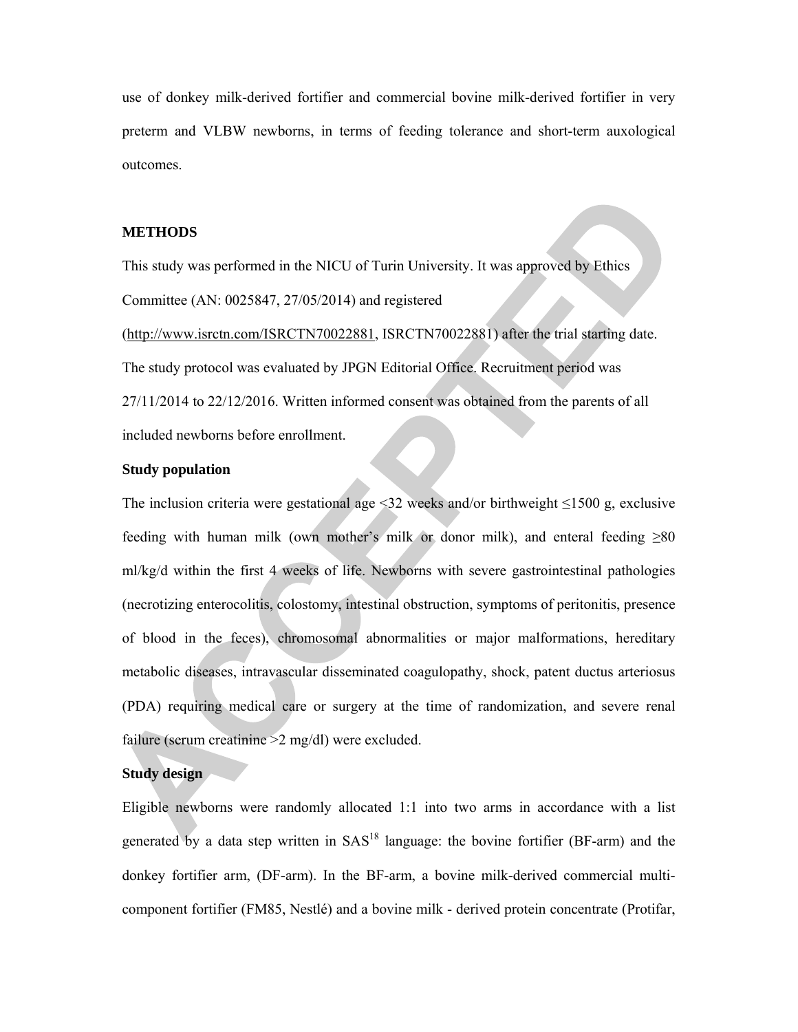use of donkey milk-derived fortifier and commercial bovine milk-derived fortifier in very preterm and VLBW newborns, in terms of feeding tolerance and short-term auxological outcomes.

## METHODS

This study was performed in the NICU of Turin University. It was approved by Ethics Committee (AN: 0025847, 27/05/2014) and registered (http://www.isrctn.com/ISRCTN70022881, ISRCTN70022881) after the trial starting date. The study protocol was evaluated by JPGN Editorial Office. Recruitment period was 27/11/2014 to 22/12/2016. Written informed consent was obtained from the parents of all included newborns before enrollment.

### Study population

The inclusion criteria were gestational age <32 weeks and/or birthweight ≤1500 g, exclusive feeding with human milk (own mother's milk or donor milk), and enteral feeding ≥80 ml/kg/d within the first 4 weeks of life. Newborns with severe gastrointestinal pathologies (necrotizing enterocolitis, colostomy, intestinal obstruction, symptoms of peritonitis, presence of blood in the feces), chromosomal abnormalities or major malformations, hereditary metabolic diseases, intravascular disseminated coagulopathy, shock, patent ductus arteriosus (PDA) requiring medical care or surgery at the time of randomization, and severe renal failure (serum creatinine >2 mg/dl) were excluded.

### Study design

Eligible newborns were randomly allocated 1:1 into two arms in accordance with a list generated by a data step written in SAS[18] language: the bovine fortifier (BF-arm) and the donkey fortifier arm, (DF-arm). In the BF-arm, a bovine milk-derived commercial multi-component fortifier (FM85, Nestlé) and a bovine milk - derived protein concentrate (Protifar,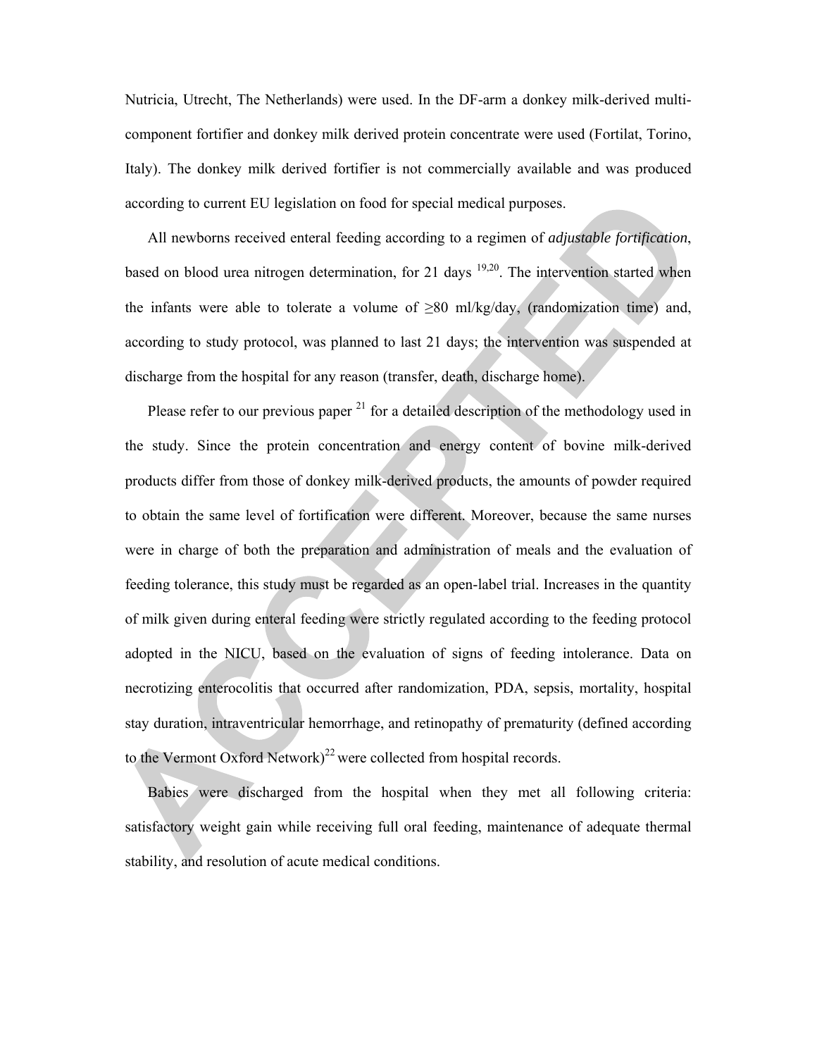Nutricia, Utrecht, The Netherlands) were used. In the DF-arm a donkey milk-derived multi-component fortifier and donkey milk derived protein concentrate were used (Fortilat, Torino, Italy). The donkey milk derived fortifier is not commercially available and was produced according to current EU legislation on food for special medical purposes.

All newborns received enteral feeding according to a regimen of *adjustable fortification*, based on blood urea nitrogen determination, for 21 days [19,20]. The intervention started when the infants were able to tolerate a volume of ≥80 ml/kg/day, (randomization time) and, according to study protocol, was planned to last 21 days; the intervention was suspended at discharge from the hospital for any reason (transfer, death, discharge home).

Please refer to our previous paper [21] for a detailed description of the methodology used in the study. Since the protein concentration and energy content of bovine milk-derived products differ from those of donkey milk-derived products, the amounts of powder required to obtain the same level of fortification were different. Moreover, because the same nurses were in charge of both the preparation and administration of meals and the evaluation of feeding tolerance, this study must be regarded as an open-label trial. Increases in the quantity of milk given during enteral feeding were strictly regulated according to the feeding protocol adopted in the NICU, based on the evaluation of signs of feeding intolerance. Data on necrotizing enterocolitis that occurred after randomization, PDA, sepsis, mortality, hospital stay duration, intraventricular hemorrhage, and retinopathy of prematurity (defined according to the Vermont Oxford Network)[22] were collected from hospital records.

Babies were discharged from the hospital when they met all following criteria: satisfactory weight gain while receiving full oral feeding, maintenance of adequate thermal stability, and resolution of acute medical conditions.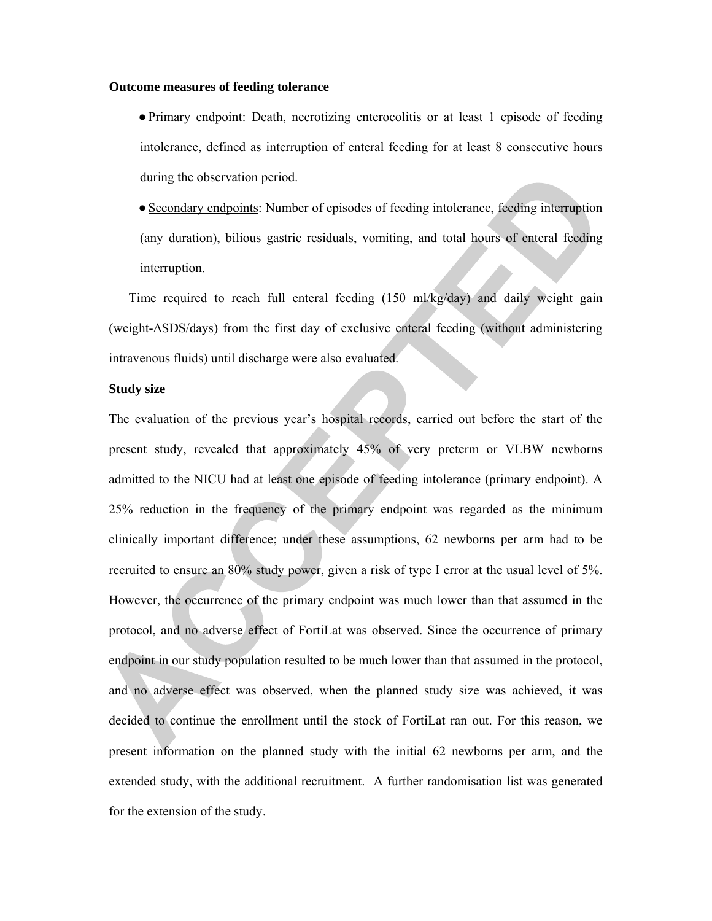**Outcome measures of feeding tolerance**

- Primary endpoint: Death, necrotizing enterocolitis or at least 1 episode of feeding intolerance, defined as interruption of enteral feeding for at least 8 consecutive hours during the observation period.
- Secondary endpoints: Number of episodes of feeding intolerance, feeding interruption (any duration), bilious gastric residuals, vomiting, and total hours of enteral feeding interruption.

Time required to reach full enteral feeding (150 ml/kg/day) and daily weight gain (weight-ΔSDS/days) from the first day of exclusive enteral feeding (without administering intravenous fluids) until discharge were also evaluated.

**Study size**

The evaluation of the previous year's hospital records, carried out before the start of the present study, revealed that approximately 45% of very preterm or VLBW newborns admitted to the NICU had at least one episode of feeding intolerance (primary endpoint). A 25% reduction in the frequency of the primary endpoint was regarded as the minimum clinically important difference; under these assumptions, 62 newborns per arm had to be recruited to ensure an 80% study power, given a risk of type I error at the usual level of 5%. However, the occurrence of the primary endpoint was much lower than that assumed in the protocol, and no adverse effect of FortiLat was observed. Since the occurrence of primary endpoint in our study population resulted to be much lower than that assumed in the protocol, and no adverse effect was observed, when the planned study size was achieved, it was decided to continue the enrollment until the stock of FortiLat ran out. For this reason, we present information on the planned study with the initial 62 newborns per arm, and the extended study, with the additional recruitment. A further randomisation list was generated for the extension of the study.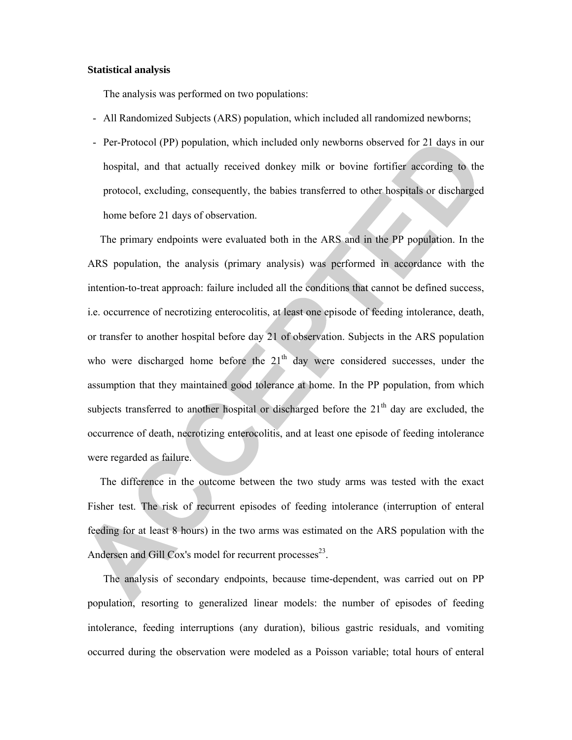**Statistical analysis**

The analysis was performed on two populations:

- All Randomized Subjects (ARS) population, which included all randomized newborns;
- Per-Protocol (PP) population, which included only newborns observed for 21 days in our hospital, and that actually received donkey milk or bovine fortifier according to the protocol, excluding, consequently, the babies transferred to other hospitals or discharged home before 21 days of observation.

The primary endpoints were evaluated both in the ARS and in the PP population. In the ARS population, the analysis (primary analysis) was performed in accordance with the intention-to-treat approach: failure included all the conditions that cannot be defined success, i.e. occurrence of necrotizing enterocolitis, at least one episode of feeding intolerance, death, or transfer to another hospital before day 21 of observation. Subjects in the ARS population who were discharged home before the $21^{th}$ day were considered successes, under the assumption that they maintained good tolerance at home. In the PP population, from which subjects transferred to another hospital or discharged before the $21^{th}$ day are excluded, the occurrence of death, necrotizing enterocolitis, and at least one episode of feeding intolerance were regarded as failure.

The difference in the outcome between the two study arms was tested with the exact Fisher test. The risk of recurrent episodes of feeding intolerance (interruption of enteral feeding for at least 8 hours) in the two arms was estimated on the ARS population with the Andersen and Gill Cox's model for recurrent processes[23].

The analysis of secondary endpoints, because time-dependent, was carried out on PP population, resorting to generalized linear models: the number of episodes of feeding intolerance, feeding interruptions (any duration), bilious gastric residuals, and vomiting occurred during the observation were modeled as a Poisson variable; total hours of enteral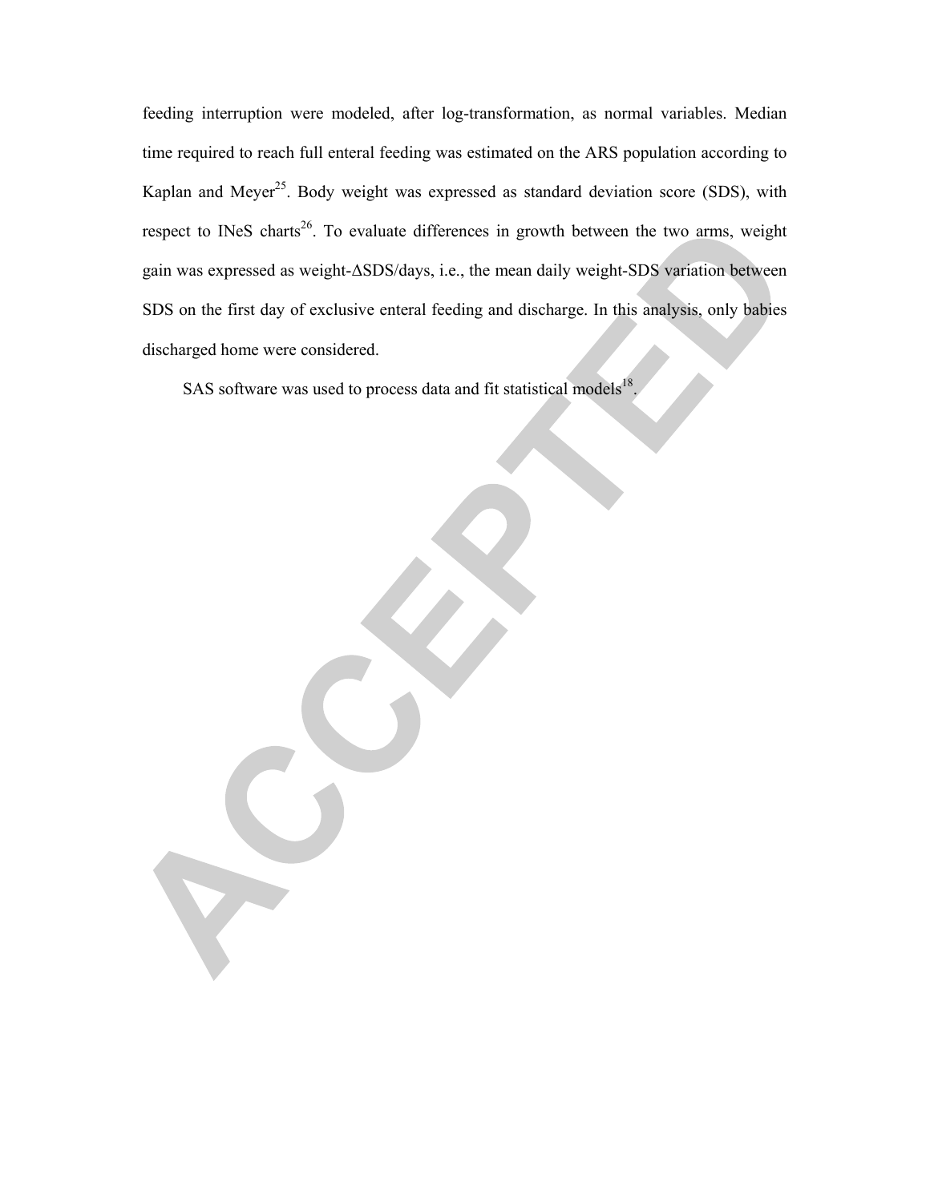feeding interruption were modeled, after log-transformation, as normal variables. Median time required to reach full enteral feeding was estimated on the ARS population according to Kaplan and Meyer[25]. Body weight was expressed as standard deviation score (SDS), with respect to INeS charts[26]. To evaluate differences in growth between the two arms, weight gain was expressed as weight-ΔSDS/days, i.e., the mean daily weight-SDS variation between SDS on the first day of exclusive enteral feeding and discharge. In this analysis, only babies discharged home were considered.

SAS software was used to process data and fit statistical models[18].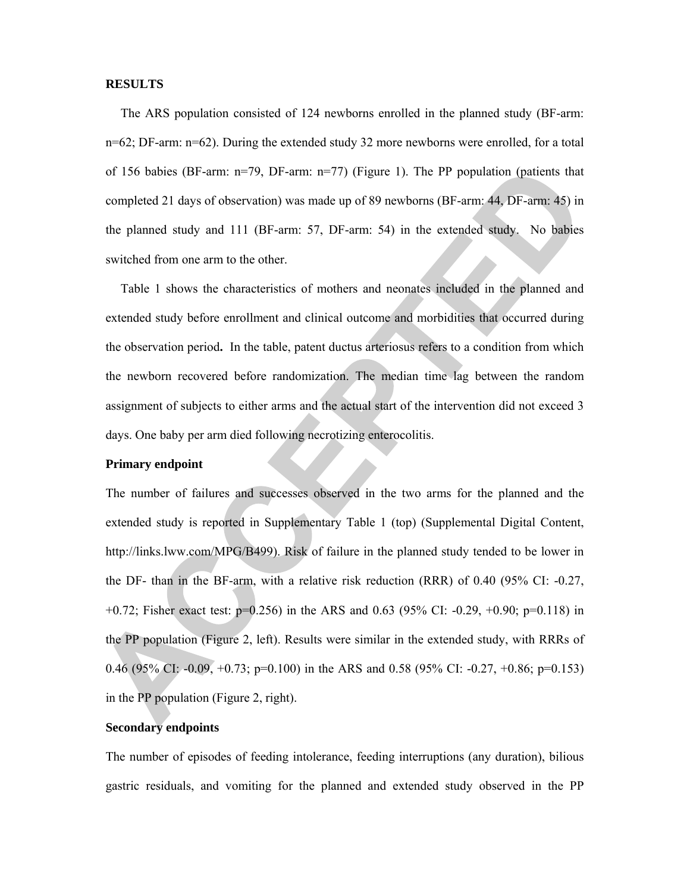## RESULTS

The ARS population consisted of 124 newborns enrolled in the planned study (BF-arm: n=62; DF-arm: n=62). During the extended study 32 more newborns were enrolled, for a total of 156 babies (BF-arm: n=79, DF-arm: n=77) (Figure 1). The PP population (patients that completed 21 days of observation) was made up of 89 newborns (BF-arm: 44, DF-arm: 45) in the planned study and 111 (BF-arm: 57, DF-arm: 54) in the extended study. No babies switched from one arm to the other.

Table 1 shows the characteristics of mothers and neonates included in the planned and extended study before enrollment and clinical outcome and morbidities that occurred during the observation period**.** In the table, patent ductus arteriosus refers to a condition from which the newborn recovered before randomization. The median time lag between the random assignment of subjects to either arms and the actual start of the intervention did not exceed 3 days. One baby per arm died following necrotizing enterocolitis.

**Primary endpoint**

The number of failures and successes observed in the two arms for the planned and the extended study is reported in Supplementary Table 1 (top) (Supplemental Digital Content, http://links.lww.com/MPG/B499). Risk of failure in the planned study tended to be lower in the DF- than in the BF-arm, with a relative risk reduction (RRR) of 0.40 (95% CI: -0.27, +0.72; Fisher exact test: $p=0.256$) in the ARS and 0.63 (95% CI: -0.29, +0.90; $p=0.118$) in the PP population (Figure 2, left). Results were similar in the extended study, with RRRs of 0.46 (95% CI: -0.09, +0.73; $p=0.100$) in the ARS and 0.58 (95% CI: -0.27, +0.86; $p=0.153$) in the PP population (Figure 2, right).

**Secondary endpoints**

The number of episodes of feeding intolerance, feeding interruptions (any duration), bilious gastric residuals, and vomiting for the planned and extended study observed in the PP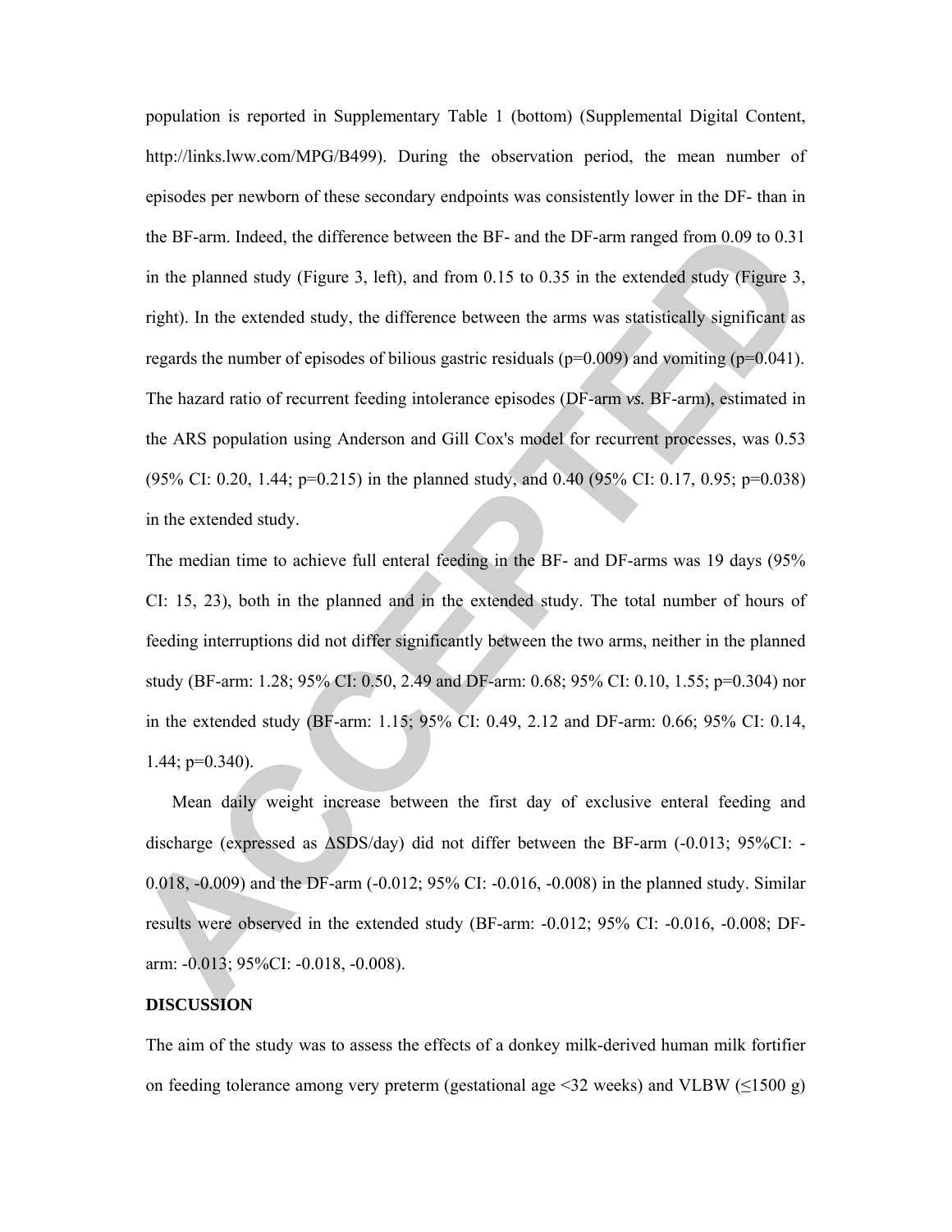population is reported in Supplementary Table 1 (bottom) (Supplemental Digital Content, http://links.lww.com/MPG/B499). During the observation period, the mean number of episodes per newborn of these secondary endpoints was consistently lower in the DF- than in the BF-arm. Indeed, the difference between the BF- and the DF-arm ranged from 0.09 to 0.31 in the planned study (Figure 3, left), and from 0.15 to 0.35 in the extended study (Figure 3, right). In the extended study, the difference between the arms was statistically significant as regards the number of episodes of bilious gastric residuals (p=0.009) and vomiting (p=0.041). The hazard ratio of recurrent feeding intolerance episodes (DF-arm *vs.* BF-arm), estimated in the ARS population using Anderson and Gill Cox's model for recurrent processes, was 0.53 (95% CI: 0.20, 1.44; p=0.215) in the planned study, and 0.40 (95% CI: 0.17, 0.95; p=0.038) in the extended study.

The median time to achieve full enteral feeding in the BF- and DF-arms was 19 days (95% CI: 15, 23), both in the planned and in the extended study. The total number of hours of feeding interruptions did not differ significantly between the two arms, neither in the planned study (BF-arm: 1.28; 95% CI: 0.50, 2.49 and DF-arm: 0.68; 95% CI: 0.10, 1.55; p=0.304) nor in the extended study (BF-arm: 1.15; 95% CI: 0.49, 2.12 and DF-arm: 0.66; 95% CI: 0.14, 1.44; p=0.340).

Mean daily weight increase between the first day of exclusive enteral feeding and discharge (expressed as ΔSDS/day) did not differ between the BF-arm (-0.013; 95%CI: -0.018, -0.009) and the DF-arm (-0.012; 95% CI: -0.016, -0.008) in the planned study. Similar results were observed in the extended study (BF-arm: -0.012; 95% CI: -0.016, -0.008; DF-arm: -0.013; 95%CI: -0.018, -0.008).

## DISCUSSION

The aim of the study was to assess the effects of a donkey milk-derived human milk fortifier on feeding tolerance among very preterm (gestational age <32 weeks) and VLBW (≤1500 g)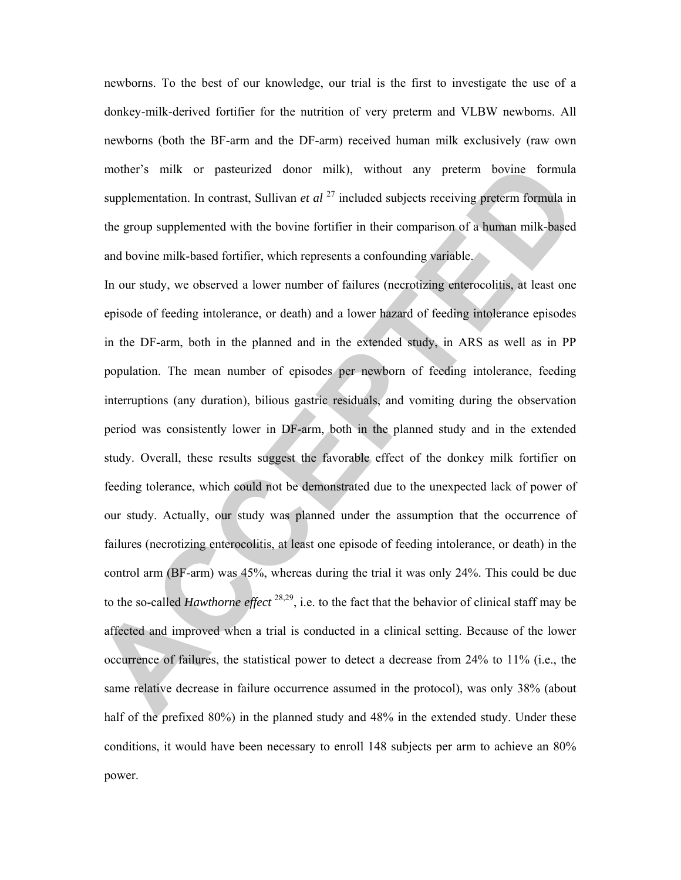newborns. To the best of our knowledge, our trial is the first to investigate the use of a donkey-milk-derived fortifier for the nutrition of very preterm and VLBW newborns. All newborns (both the BF-arm and the DF-arm) received human milk exclusively (raw own mother's milk or pasteurized donor milk), without any preterm bovine formula supplementation. In contrast, Sullivan *et al*[27] included subjects receiving preterm formula in the group supplemented with the bovine fortifier in their comparison of a human milk-based and bovine milk-based fortifier, which represents a confounding variable.

In our study, we observed a lower number of failures (necrotizing enterocolitis, at least one episode of feeding intolerance, or death) and a lower hazard of feeding intolerance episodes in the DF-arm, both in the planned and in the extended study, in ARS as well as in PP population. The mean number of episodes per newborn of feeding intolerance, feeding interruptions (any duration), bilious gastric residuals, and vomiting during the observation period was consistently lower in DF-arm, both in the planned study and in the extended study. Overall, these results suggest the favorable effect of the donkey milk fortifier on feeding tolerance, which could not be demonstrated due to the unexpected lack of power of our study. Actually, our study was planned under the assumption that the occurrence of failures (necrotizing enterocolitis, at least one episode of feeding intolerance, or death) in the control arm (BF-arm) was 45%, whereas during the trial it was only 24%. This could be due to the so-called *Hawthorne effect*[28,29], i.e. to the fact that the behavior of clinical staff may be affected and improved when a trial is conducted in a clinical setting. Because of the lower occurrence of failures, the statistical power to detect a decrease from 24% to 11% (i.e., the same relative decrease in failure occurrence assumed in the protocol), was only 38% (about half of the prefixed 80%) in the planned study and 48% in the extended study. Under these conditions, it would have been necessary to enroll 148 subjects per arm to achieve an 80% power.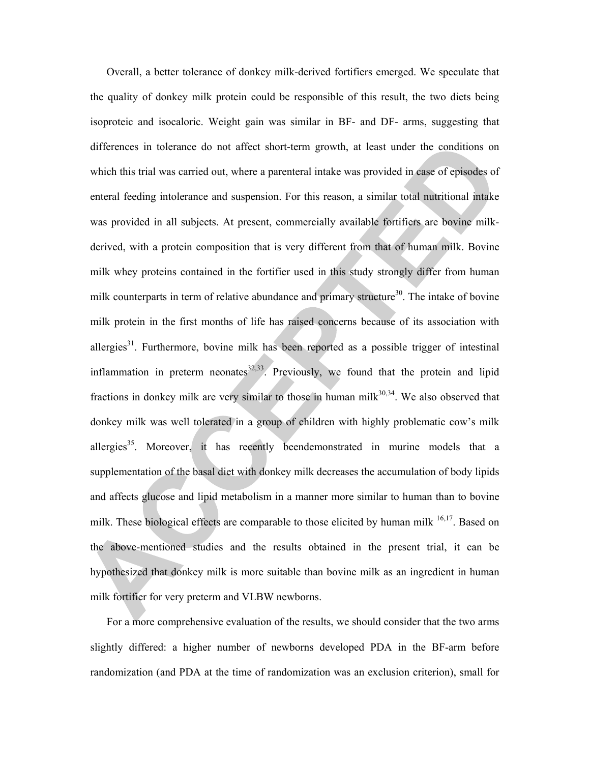Overall, a better tolerance of donkey milk-derived fortifiers emerged. We speculate that the quality of donkey milk protein could be responsible of this result, the two diets being isoproteic and isocaloric. Weight gain was similar in BF- and DF- arms, suggesting that differences in tolerance do not affect short-term growth, at least under the conditions on which this trial was carried out, where a parenteral intake was provided in case of episodes of enteral feeding intolerance and suspension. For this reason, a similar total nutritional intake was provided in all subjects. At present, commercially available fortifiers are bovine milk-derived, with a protein composition that is very different from that of human milk. Bovine milk whey proteins contained in the fortifier used in this study strongly differ from human milk counterparts in term of relative abundance and primary structure[30]. The intake of bovine milk protein in the first months of life has raised concerns because of its association with allergies[31]. Furthermore, bovine milk has been reported as a possible trigger of intestinal inflammation in preterm neonates[32,33]. Previously, we found that the protein and lipid fractions in donkey milk are very similar to those in human milk[30,34]. We also observed that donkey milk was well tolerated in a group of children with highly problematic cow's milk allergies[35]. Moreover, it has recently beendemonstrated in murine models that a supplementation of the basal diet with donkey milk decreases the accumulation of body lipids and affects glucose and lipid metabolism in a manner more similar to human than to bovine milk. These biological effects are comparable to those elicited by human milk [16,17]. Based on the above-mentioned studies and the results obtained in the present trial, it can be hypothesized that donkey milk is more suitable than bovine milk as an ingredient in human milk fortifier for very preterm and VLBW newborns.

For a more comprehensive evaluation of the results, we should consider that the two arms slightly differed: a higher number of newborns developed PDA in the BF-arm before randomization (and PDA at the time of randomization was an exclusion criterion), small for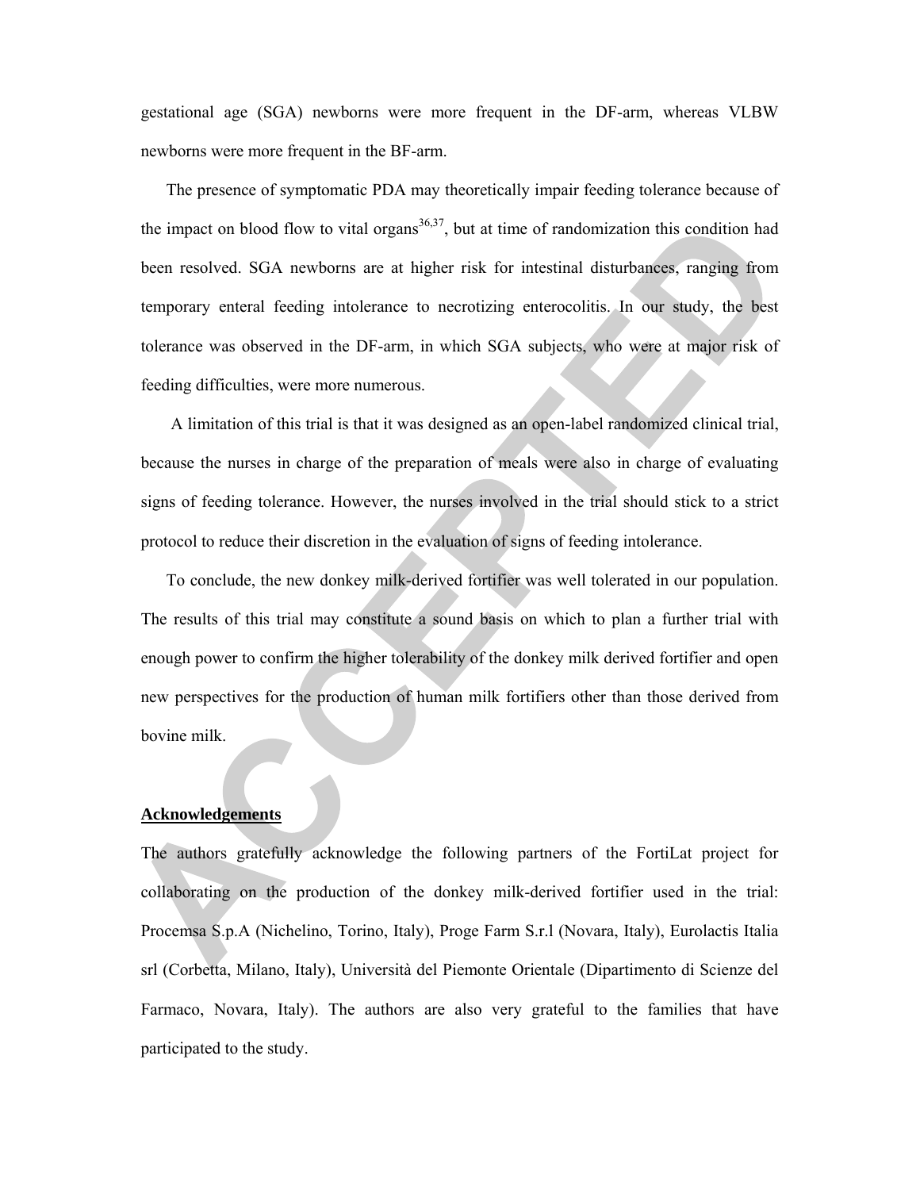gestational age (SGA) newborns were more frequent in the DF-arm, whereas VLBW newborns were more frequent in the BF-arm.

The presence of symptomatic PDA may theoretically impair feeding tolerance because of the impact on blood flow to vital organs[36,37], but at time of randomization this condition had been resolved. SGA newborns are at higher risk for intestinal disturbances, ranging from temporary enteral feeding intolerance to necrotizing enterocolitis. In our study, the best tolerance was observed in the DF-arm, in which SGA subjects, who were at major risk of feeding difficulties, were more numerous.

A limitation of this trial is that it was designed as an open-label randomized clinical trial, because the nurses in charge of the preparation of meals were also in charge of evaluating signs of feeding tolerance. However, the nurses involved in the trial should stick to a strict protocol to reduce their discretion in the evaluation of signs of feeding intolerance.

To conclude, the new donkey milk-derived fortifier was well tolerated in our population. The results of this trial may constitute a sound basis on which to plan a further trial with enough power to confirm the higher tolerability of the donkey milk derived fortifier and open new perspectives for the production of human milk fortifiers other than those derived from bovine milk.

## Acknowledgements

The authors gratefully acknowledge the following partners of the FortiLat project for collaborating on the production of the donkey milk-derived fortifier used in the trial: Procemsa S.p.A (Nichelino, Torino, Italy), Proge Farm S.r.l (Novara, Italy), Eurolactis Italia srl (Corbetta, Milano, Italy), Università del Piemonte Orientale (Dipartimento di Scienze del Farmaco, Novara, Italy). The authors are also very grateful to the families that have participated to the study.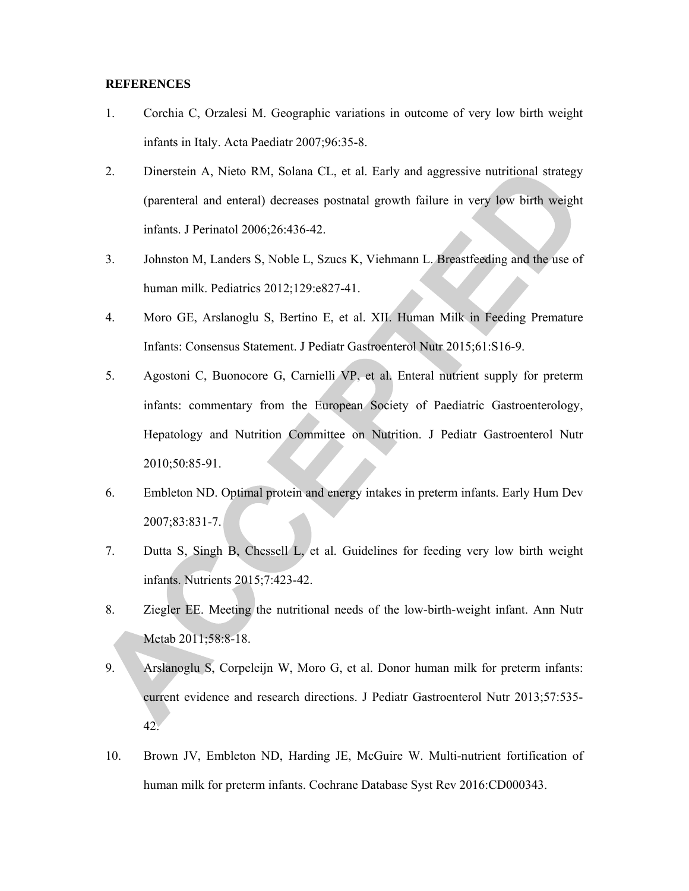**REFERENCES**

1. Corchia C, Orzalesi M. Geographic variations in outcome of very low birth weight infants in Italy. Acta Paediatr 2007;96:35-8.
2. Dinerstein A, Nieto RM, Solana CL, et al. Early and aggressive nutritional strategy (parenteral and enteral) decreases postnatal growth failure in very low birth weight infants. J Perinatol 2006;26:436-42.
3. Johnston M, Landers S, Noble L, Szucs K, Viehmann L. Breastfeeding and the use of human milk. Pediatrics 2012;129:e827-41.
4. Moro GE, Arslanoglu S, Bertino E, et al. XII. Human Milk in Feeding Premature Infants: Consensus Statement. J Pediatr Gastroenterol Nutr 2015;61:S16-9.
5. Agostoni C, Buonocore G, Carnielli VP, et al. Enteral nutrient supply for preterm infants: commentary from the European Society of Paediatric Gastroenterology, Hepatology and Nutrition Committee on Nutrition. J Pediatr Gastroenterol Nutr 2010;50:85-91.
6. Embleton ND. Optimal protein and energy intakes in preterm infants. Early Hum Dev 2007;83:831-7.
7. Dutta S, Singh B, Chessell L, et al. Guidelines for feeding very low birth weight infants. Nutrients 2015;7:423-42.
8. Ziegler EE. Meeting the nutritional needs of the low-birth-weight infant. Ann Nutr Metab 2011;58:8-18.
9. Arslanoglu S, Corpeleijn W, Moro G, et al. Donor human milk for preterm infants: current evidence and research directions. J Pediatr Gastroenterol Nutr 2013;57:535-42.
10. Brown JV, Embleton ND, Harding JE, McGuire W. Multi-nutrient fortification of human milk for preterm infants. Cochrane Database Syst Rev 2016:CD000343.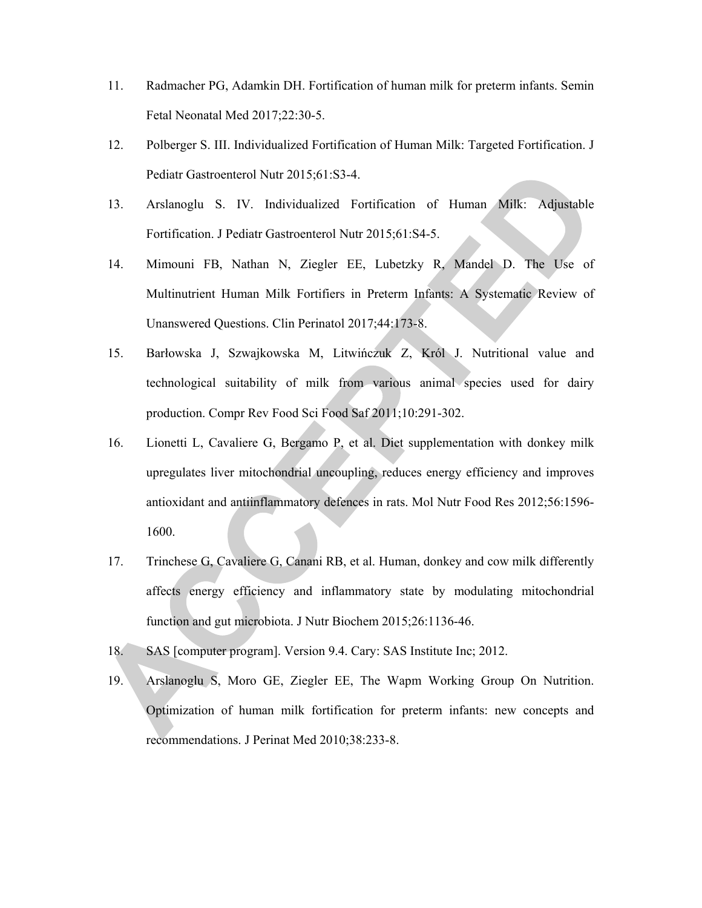11. Radmacher PG, Adamkin DH. Fortification of human milk for preterm infants. Semin Fetal Neonatal Med 2017;22:30-5.
12. Polberger S. III. Individualized Fortification of Human Milk: Targeted Fortification. J Pediatr Gastroenterol Nutr 2015;61:S3-4.
13. Arslanoglu S. IV. Individualized Fortification of Human Milk: Adjustable Fortification. J Pediatr Gastroenterol Nutr 2015;61:S4-5.
14. Mimouni FB, Nathan N, Ziegler EE, Lubetzky R, Mandel D. The Use of Multinutrient Human Milk Fortifiers in Preterm Infants: A Systematic Review of Unanswered Questions. Clin Perinatol 2017;44:173-8.
15. Barłowska J, Szwajkowska M, Litwińczuk Z, Król J. Nutritional value and technological suitability of milk from various animal species used for dairy production. Compr Rev Food Sci Food Saf 2011;10:291-302.
16. Lionetti L, Cavaliere G, Bergamo P, et al. Diet supplementation with donkey milk upregulates liver mitochondrial uncoupling, reduces energy efficiency and improves antioxidant and antiinflammatory defences in rats. Mol Nutr Food Res 2012;56:1596-1600.
17. Trinchese G, Cavaliere G, Canani RB, et al. Human, donkey and cow milk differently affects energy efficiency and inflammatory state by modulating mitochondrial function and gut microbiota. J Nutr Biochem 2015;26:1136-46.
18. SAS [computer program]. Version 9.4. Cary: SAS Institute Inc; 2012.
19. Arslanoglu S, Moro GE, Ziegler EE, The Wapm Working Group On Nutrition. Optimization of human milk fortification for preterm infants: new concepts and recommendations. J Perinat Med 2010;38:233-8.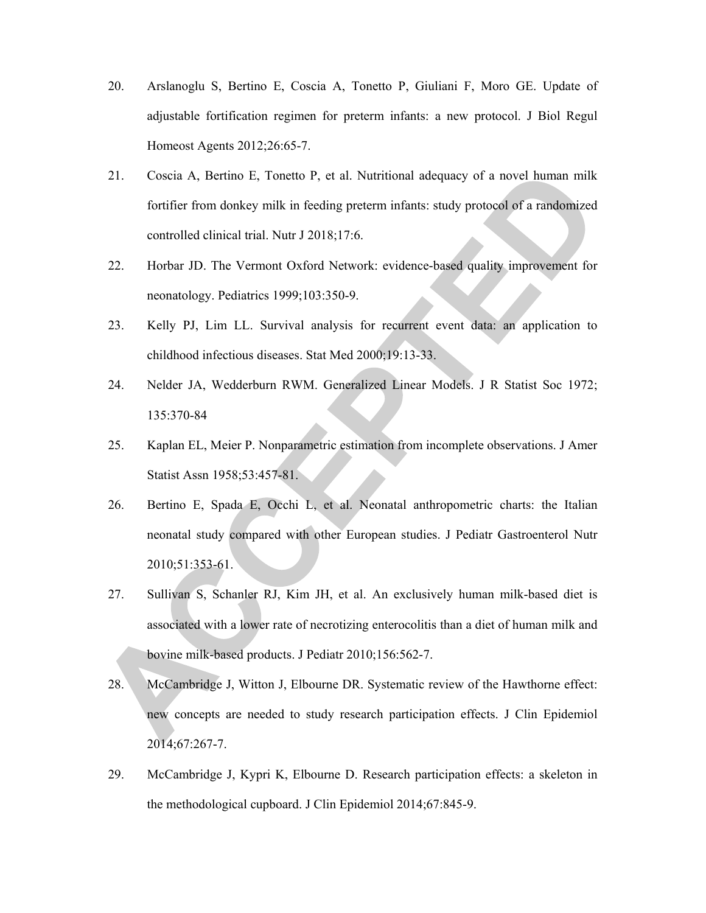20. Arslanoglu S, Bertino E, Coscia A, Tonetto P, Giuliani F, Moro GE. Update of adjustable fortification regimen for preterm infants: a new protocol. J Biol Regul Homeost Agents 2012;26:65-7.

21. Coscia A, Bertino E, Tonetto P, et al. Nutritional adequacy of a novel human milk fortifier from donkey milk in feeding preterm infants: study protocol of a randomized controlled clinical trial. Nutr J 2018;17:6.

22. Horbar JD. The Vermont Oxford Network: evidence-based quality improvement for neonatology. Pediatrics 1999;103:350-9.

23. Kelly PJ, Lim LL. Survival analysis for recurrent event data: an application to childhood infectious diseases. Stat Med 2000;19:13-33.

24. Nelder JA, Wedderburn RWM. Generalized Linear Models. J R Statist Soc 1972; 135:370-84

25. Kaplan EL, Meier P. Nonparametric estimation from incomplete observations. J Amer Statist Assn 1958;53:457-81.

26. Bertino E, Spada E, Occhi L, et al. Neonatal anthropometric charts: the Italian neonatal study compared with other European studies. J Pediatr Gastroenterol Nutr 2010;51:353-61.

27. Sullivan S, Schanler RJ, Kim JH, et al. An exclusively human milk-based diet is associated with a lower rate of necrotizing enterocolitis than a diet of human milk and bovine milk-based products. J Pediatr 2010;156:562-7.

28. McCambridge J, Witton J, Elbourne DR. Systematic review of the Hawthorne effect: new concepts are needed to study research participation effects. J Clin Epidemiol 2014;67:267-7.

29. McCambridge J, Kypri K, Elbourne D. Research participation effects: a skeleton in the methodological cupboard. J Clin Epidemiol 2014;67:845-9.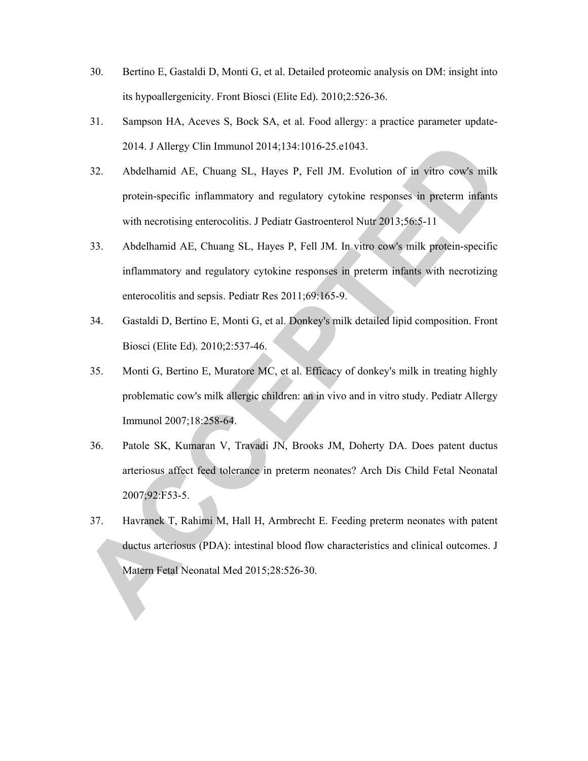30. Bertino E, Gastaldi D, Monti G, et al. Detailed proteomic analysis on DM: insight into its hypoallergenicity. Front Biosci (Elite Ed). 2010;2:526-36.

31. Sampson HA, Aceves S, Bock SA, et al. Food allergy: a practice parameter update-2014. J Allergy Clin Immunol 2014;134:1016-25.e1043.

32. Abdelhamid AE, Chuang SL, Hayes P, Fell JM. Evolution of in vitro cow's milk protein-specific inflammatory and regulatory cytokine responses in preterm infants with necrotising enterocolitis. J Pediatr Gastroenterol Nutr 2013;56:5-11

33. Abdelhamid AE, Chuang SL, Hayes P, Fell JM. In vitro cow's milk protein-specific inflammatory and regulatory cytokine responses in preterm infants with necrotizing enterocolitis and sepsis. Pediatr Res 2011;69:165-9.

34. Gastaldi D, Bertino E, Monti G, et al. Donkey's milk detailed lipid composition. Front Biosci (Elite Ed). 2010;2:537-46.

35. Monti G, Bertino E, Muratore MC, et al. Efficacy of donkey's milk in treating highly problematic cow's milk allergic children: an in vivo and in vitro study. Pediatr Allergy Immunol 2007;18:258-64.

36. Patole SK, Kumaran V, Travadi JN, Brooks JM, Doherty DA. Does patent ductus arteriosus affect feed tolerance in preterm neonates? Arch Dis Child Fetal Neonatal 2007;92:F53-5.

37. Havranek T, Rahimi M, Hall H, Armbrecht E. Feeding preterm neonates with patent ductus arteriosus (PDA): intestinal blood flow characteristics and clinical outcomes. J Matern Fetal Neonatal Med 2015;28:526-30.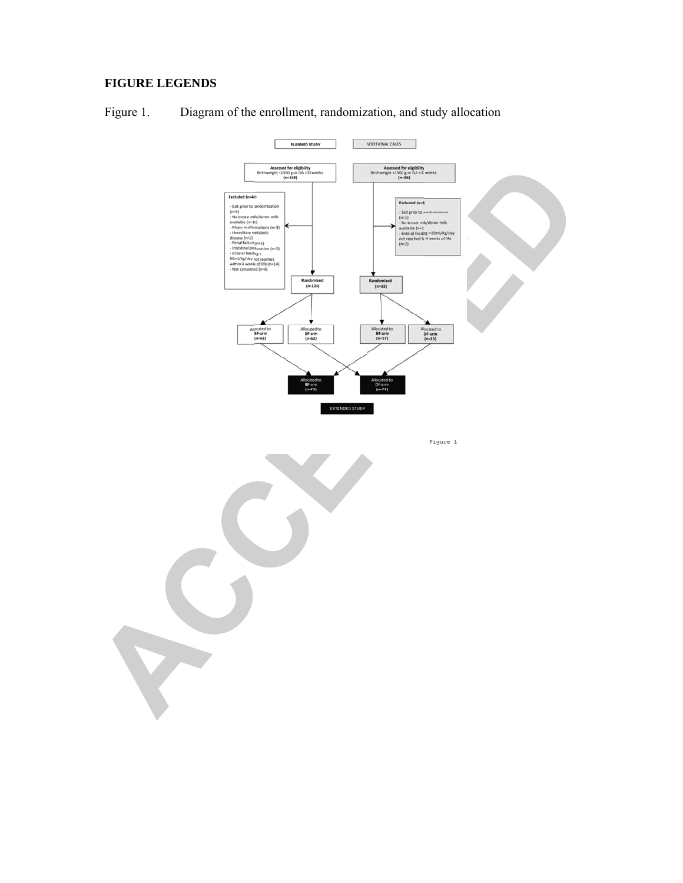**FIGURE LEGENDS**

Figure 1. Diagram of the enrollment, randomization, and study allocation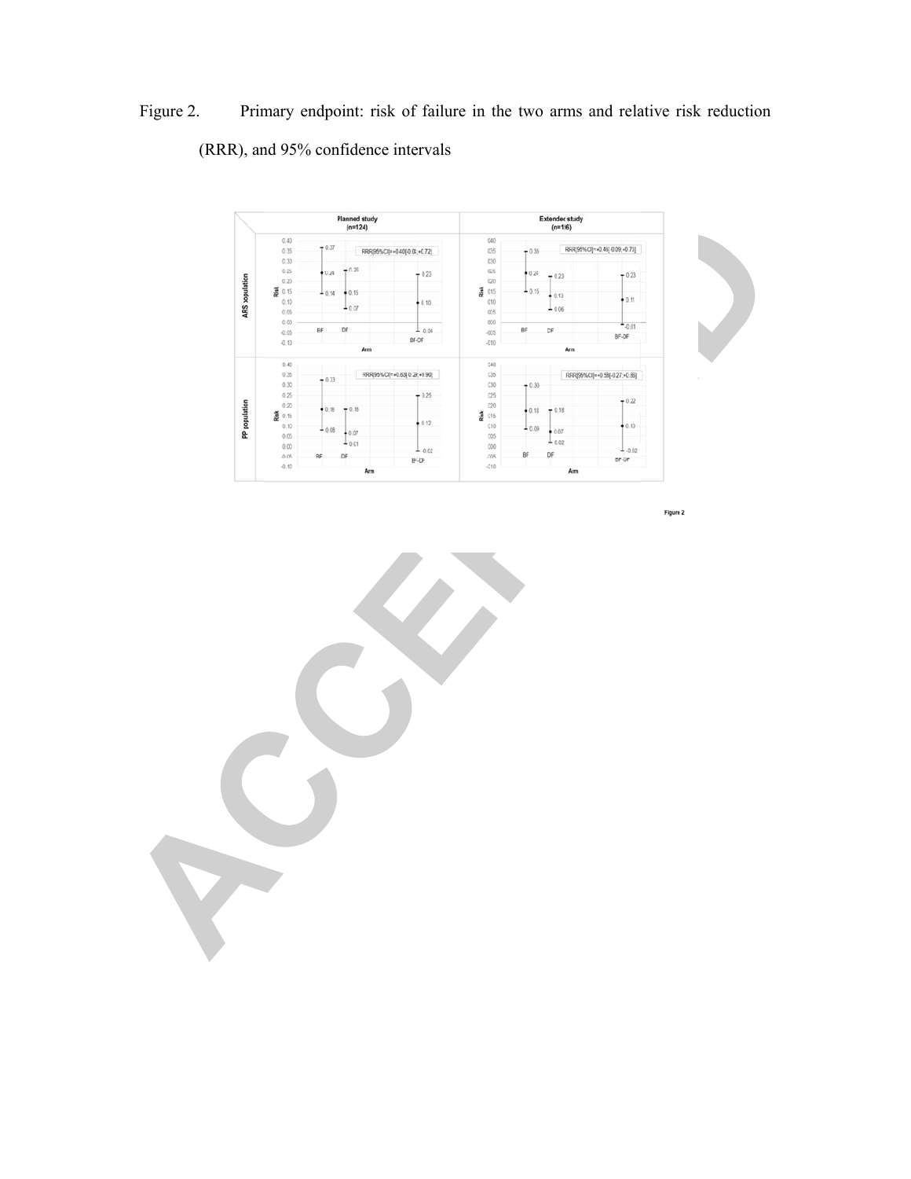Figure 2. Primary endpoint: risk of failure in the two arms and relative risk reduction (RRR), and 95% confidence intervals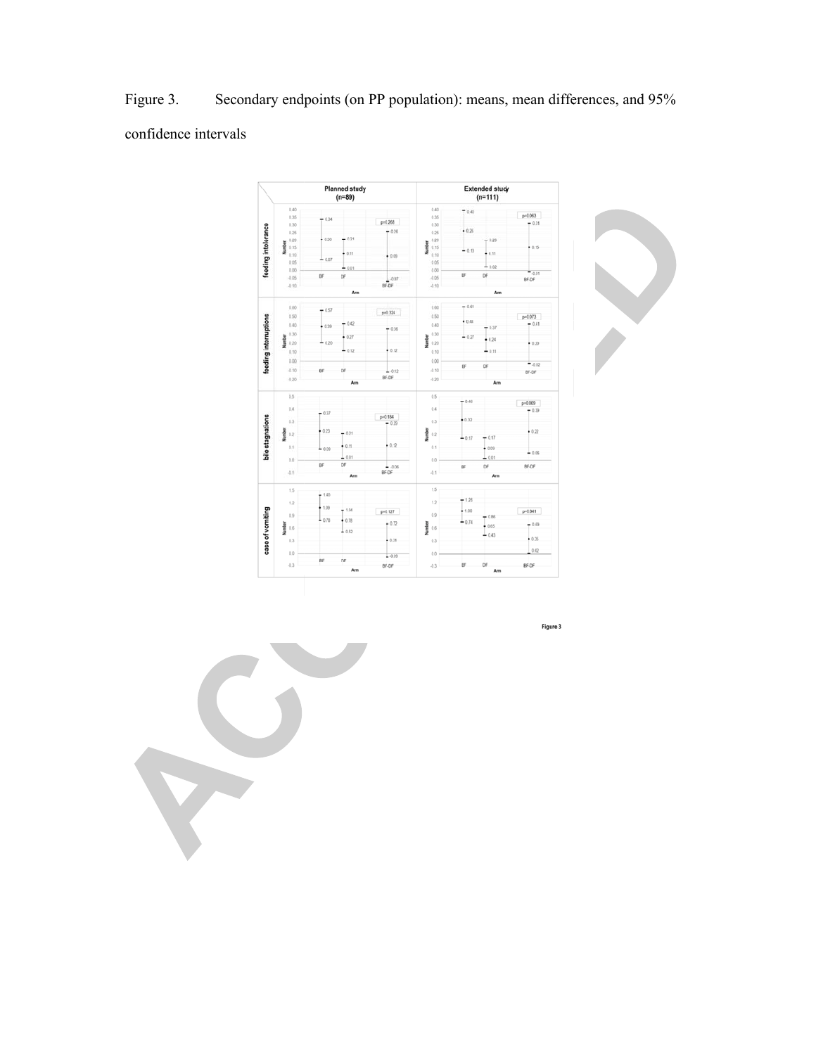Figure 3. Secondary endpoints (on PP population): means, mean differences, and 95% confidence intervals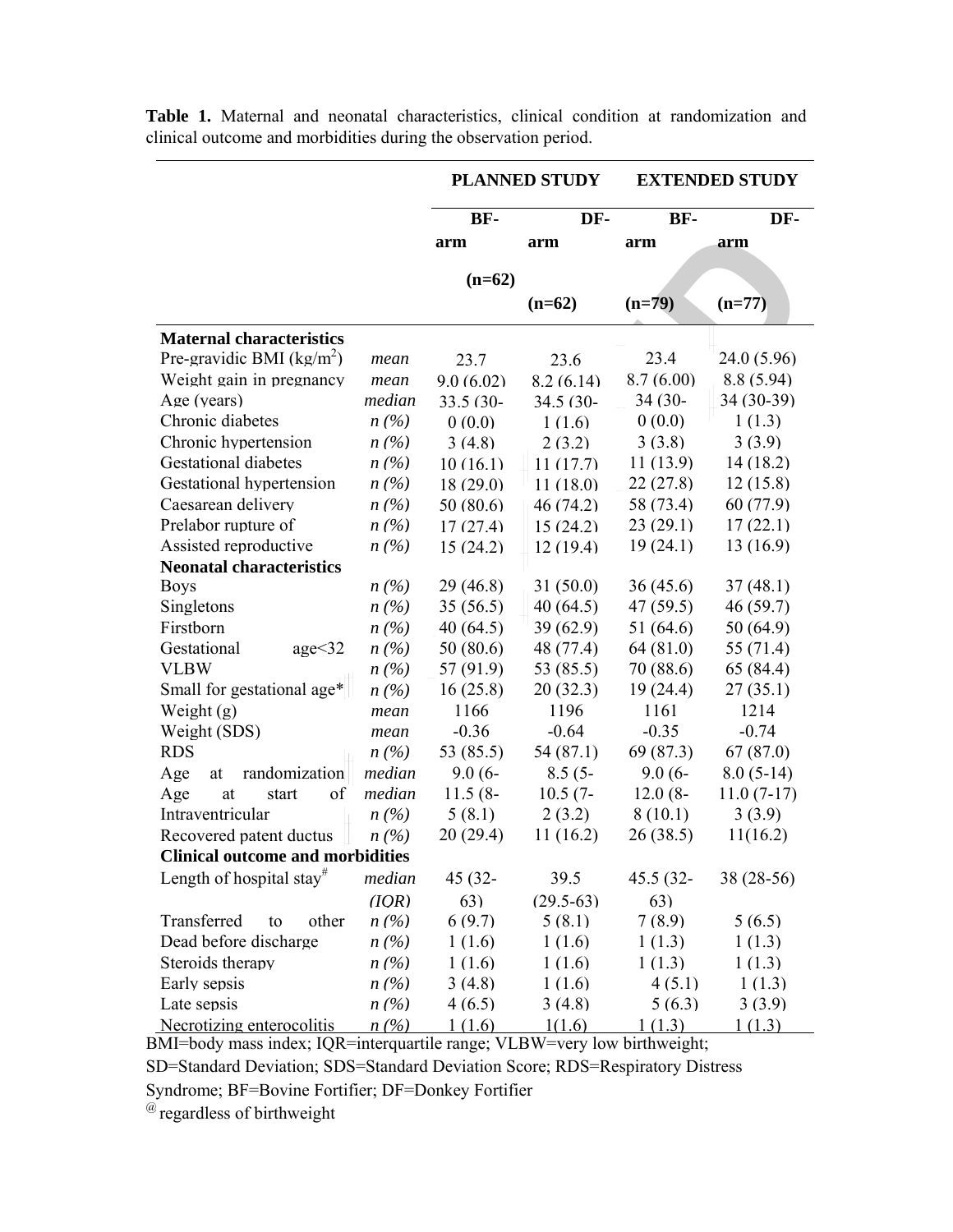**Table 1.** Maternal and neonatal characteristics, clinical condition at randomization and clinical outcome and morbidities during the observation period.

| | | PLANNED STUDY | | EXTENDED STUDY | |
|---|---|---|---|---|---|
| | | BF-arm (n=62) | DF-arm (n=62) | BF-arm (n=79) | DF-arm (n=77) |
| **Maternal characteristics** | | | | | |
| Pre-gravidic BMI (kg/m$^2$) | *mean* | 23.7 | 23.6 | 23.4 | 24.0 (5.96) |
| Weight gain in pregnancy | *mean* | 9.0 (6.02) | 8.2 (6.14) | 8.7 (6.00) | 8.8 (5.94) |
| Age (years) | *median* | 33.5 (30- | 34.5 (30- | 34 (30- | 34 (30-39) |
| Chronic diabetes | *n (%)* | 0 (0.0) | 1 (1.6) | 0 (0.0) | 1 (1.3) |
| Chronic hypertension | *n (%)* | 3 (4.8) | 2 (3.2) | 3 (3.8) | 3 (3.9) |
| Gestational diabetes | *n (%)* | 10 (16.1) | 11 (17.7) | 11 (13.9) | 14 (18.2) |
| Gestational hypertension | *n (%)* | 18 (29.0) | 11 (18.0) | 22 (27.8) | 12 (15.8) |
| Caesarean delivery | *n (%)* | 50 (80.6) | 46 (74.2) | 58 (73.4) | 60 (77.9) |
| Prelabor rupture of | *n (%)* | 17 (27.4) | 15 (24.2) | 23 (29.1) | 17 (22.1) |
| Assisted reproductive | *n (%)* | 15 (24.2) | 12 (19.4) | 19 (24.1) | 13 (16.9) |
| **Neonatal characteristics** | | | | | |
| Boys | *n (%)* | 29 (46.8) | 31 (50.0) | 36 (45.6) | 37 (48.1) |
| Singletons | *n (%)* | 35 (56.5) | 40 (64.5) | 47 (59.5) | 46 (59.7) |
| Firstborn | *n (%)* | 40 (64.5) | 39 (62.9) | 51 (64.6) | 50 (64.9) |
| Gestational age<32 | *n (%)* | 50 (80.6) | 48 (77.4) | 64 (81.0) | 55 (71.4) |
| VLBW | *n (%)* | 57 (91.9) | 53 (85.5) | 70 (88.6) | 65 (84.4) |
| Small for gestational age* | *n (%)* | 16 (25.8) | 20 (32.3) | 19 (24.4) | 27 (35.1) |
| Weight (g) | *mean* | 1166 | 1196 | 1161 | 1214 |
| Weight (SDS) | *mean* | -0.36 | -0.64 | -0.35 | -0.74 |
| RDS | *n (%)* | 53 (85.5) | 54 (87.1) | 69 (87.3) | 67 (87.0) |
| Age at randomization | *median* | 9.0 (6- | 8.5 (5- | 9.0 (6- | 8.0 (5-14) |
| Age at start of | *median* | 11.5 (8- | 10.5 (7- | 12.0 (8- | 11.0 (7-17) |
| Intraventricular | *n (%)* | 5 (8.1) | 2 (3.2) | 8 (10.1) | 3 (3.9) |
| Recovered patent ductus | *n (%)* | 20 (29.4) | 11 (16.2) | 26 (38.5) | 11(16.2) |
| **Clinical outcome and morbidities** | | | | | |
| Length of hospital stay# | *median (IQR)* | 45 (32-63) | 39.5 (29.5-63) | 45.5 (32-63) | 38 (28-56) |
| Transferred to other | *n (%)* | 6 (9.7) | 5 (8.1) | 7 (8.9) | 5 (6.5) |
| Dead before discharge | *n (%)* | 1 (1.6) | 1 (1.6) | 1 (1.3) | 1 (1.3) |
| Steroids therapy | *n (%)* | 1 (1.6) | 1 (1.6) | 1 (1.3) | 1 (1.3) |
| Early sepsis | *n (%)* | 3 (4.8) | 1 (1.6) | 4 (5.1) | 1 (1.3) |
| Late sepsis | *n (%)* | 4 (6.5) | 3 (4.8) | 5 (6.3) | 3 (3.9) |
| Necrotizing enterocolitis | *n (%)* | 1 (1.6) | 1(1.6) | 1 (1.3) | 1 (1.3) |

BMI=body mass index; IQR=interquartile range; VLBW=very low birthweight; SD=Standard Deviation; SDS=Standard Deviation Score; RDS=Respiratory Distress Syndrome; BF=Bovine Fortifier; DF=Donkey Fortifier

@ regardless of birthweight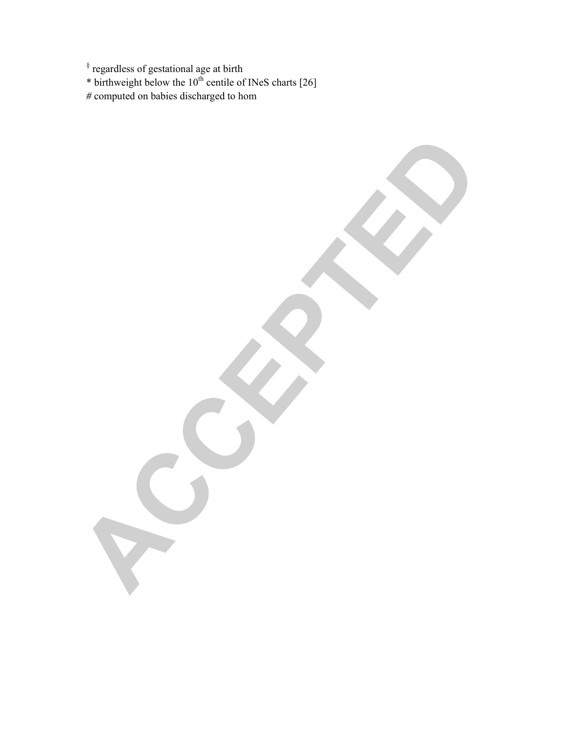[§] regardless of gestational age at birth

* birthweight below the 10[th] centile of INeS charts [26]

# computed on babies discharged to hom